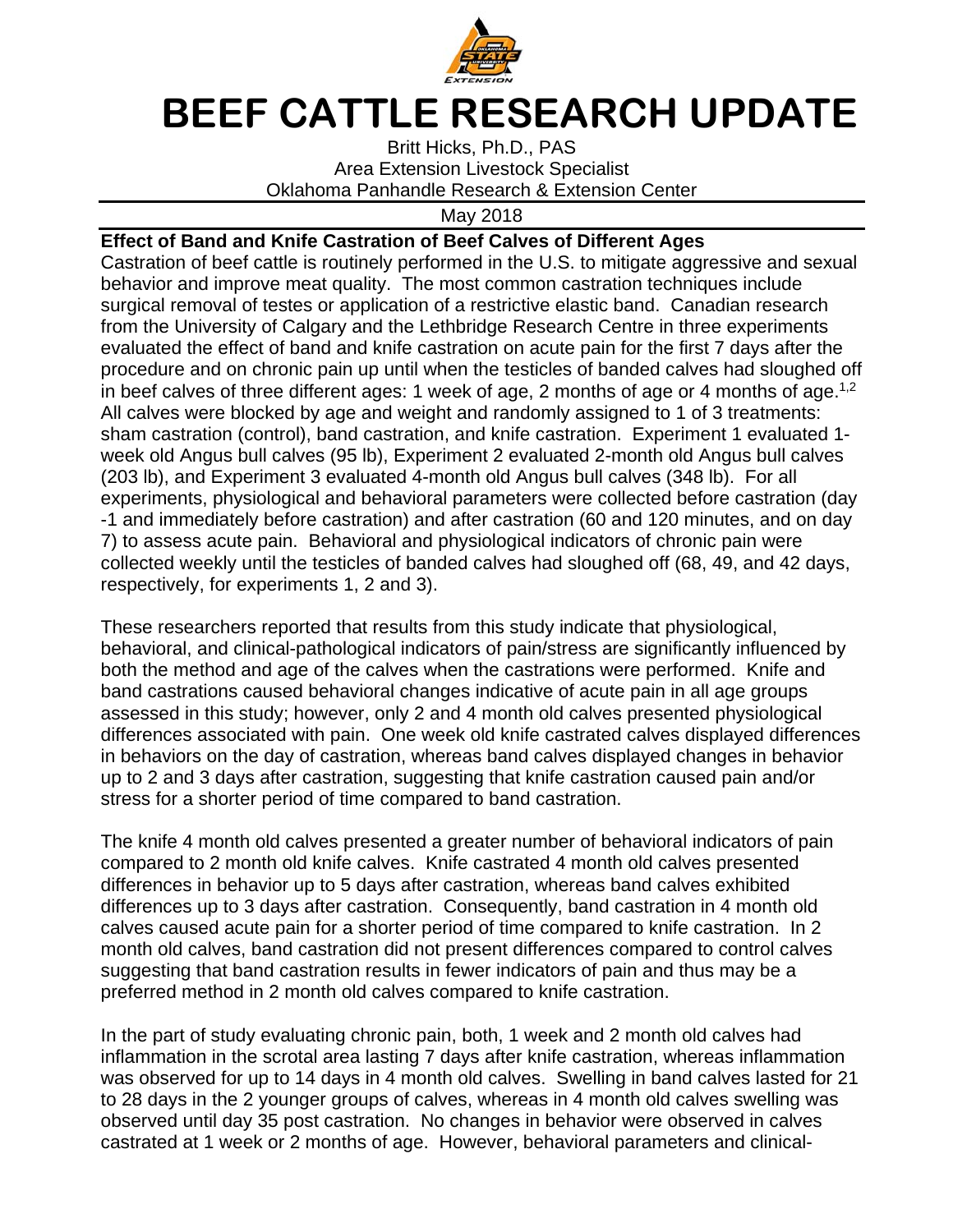# BEEF CATTLE RESEARCH UPDATE

Britt Hicks, Ph.D., PAS
Area Extension Livestock Specialist
Oklahoma Panhandle Research & Extension Center

May 2018

**Effect of Band and Knife Castration of Beef Calves of Different Ages**

Castration of beef cattle is routinely performed in the U.S. to mitigate aggressive and sexual behavior and improve meat quality. The most common castration techniques include surgical removal of testes or application of a restrictive elastic band. Canadian research from the University of Calgary and the Lethbridge Research Centre in three experiments evaluated the effect of band and knife castration on acute pain for the first 7 days after the procedure and on chronic pain up until when the testicles of banded calves had sloughed off in beef calves of three different ages: 1 week of age, 2 months of age or 4 months of age.[1,2] All calves were blocked by age and weight and randomly assigned to 1 of 3 treatments: sham castration (control), band castration, and knife castration. Experiment 1 evaluated 1-week old Angus bull calves (95 lb), Experiment 2 evaluated 2-month old Angus bull calves (203 lb), and Experiment 3 evaluated 4-month old Angus bull calves (348 lb). For all experiments, physiological and behavioral parameters were collected before castration (day -1 and immediately before castration) and after castration (60 and 120 minutes, and on day 7) to assess acute pain. Behavioral and physiological indicators of chronic pain were collected weekly until the testicles of banded calves had sloughed off (68, 49, and 42 days, respectively, for experiments 1, 2 and 3).

These researchers reported that results from this study indicate that physiological, behavioral, and clinical-pathological indicators of pain/stress are significantly influenced by both the method and age of the calves when the castrations were performed. Knife and band castrations caused behavioral changes indicative of acute pain in all age groups assessed in this study; however, only 2 and 4 month old calves presented physiological differences associated with pain. One week old knife castrated calves displayed differences in behaviors on the day of castration, whereas band calves displayed changes in behavior up to 2 and 3 days after castration, suggesting that knife castration caused pain and/or stress for a shorter period of time compared to band castration.

The knife 4 month old calves presented a greater number of behavioral indicators of pain compared to 2 month old knife calves. Knife castrated 4 month old calves presented differences in behavior up to 5 days after castration, whereas band calves exhibited differences up to 3 days after castration. Consequently, band castration in 4 month old calves caused acute pain for a shorter period of time compared to knife castration. In 2 month old calves, band castration did not present differences compared to control calves suggesting that band castration results in fewer indicators of pain and thus may be a preferred method in 2 month old calves compared to knife castration.

In the part of study evaluating chronic pain, both, 1 week and 2 month old calves had inflammation in the scrotal area lasting 7 days after knife castration, whereas inflammation was observed for up to 14 days in 4 month old calves. Swelling in band calves lasted for 21 to 28 days in the 2 younger groups of calves, whereas in 4 month old calves swelling was observed until day 35 post castration. No changes in behavior were observed in calves castrated at 1 week or 2 months of age. However, behavioral parameters and clinical-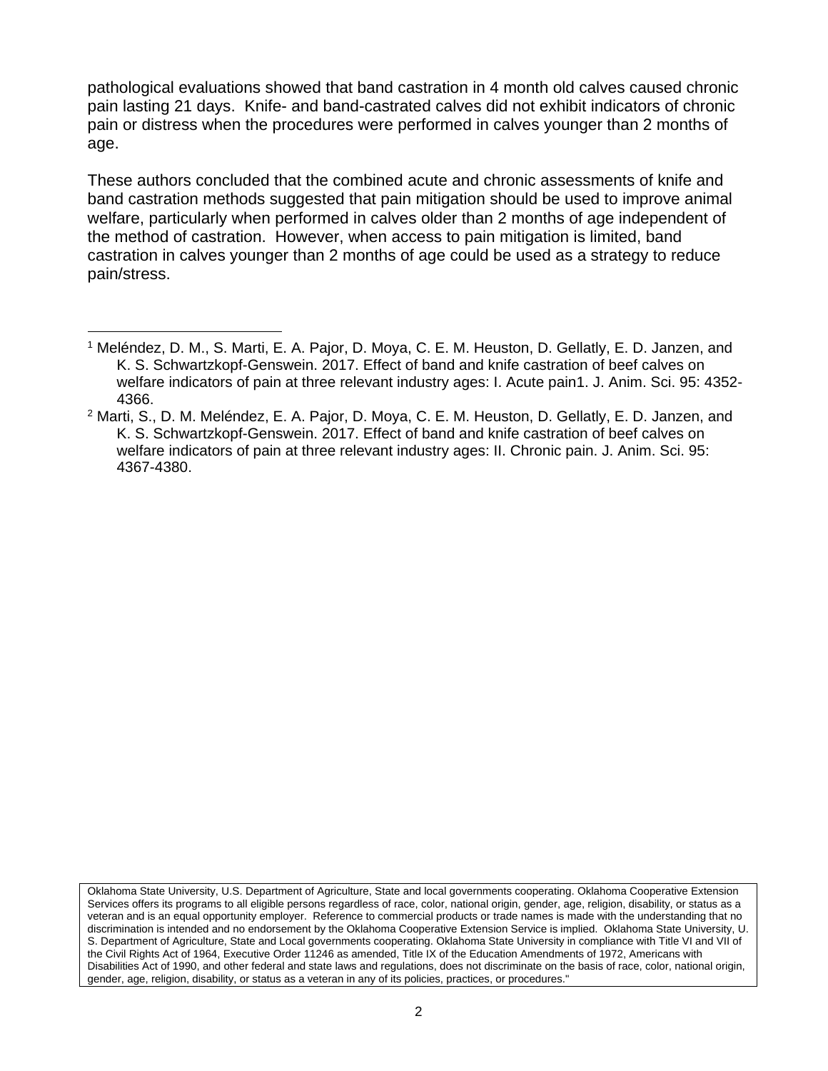pathological evaluations showed that band castration in 4 month old calves caused chronic pain lasting 21 days. Knife- and band-castrated calves did not exhibit indicators of chronic pain or distress when the procedures were performed in calves younger than 2 months of age.

These authors concluded that the combined acute and chronic assessments of knife and band castration methods suggested that pain mitigation should be used to improve animal welfare, particularly when performed in calves older than 2 months of age independent of the method of castration. However, when access to pain mitigation is limited, band castration in calves younger than 2 months of age could be used as a strategy to reduce pain/stress.

---

[1] Meléndez, D. M., S. Marti, E. A. Pajor, D. Moya, C. E. M. Heuston, D. Gellatly, E. D. Janzen, and K. S. Schwartzkopf-Genswein. 2017. Effect of band and knife castration of beef calves on welfare indicators of pain at three relevant industry ages: I. Acute pain1. J. Anim. Sci. 95: 4352-4366.

[2] Marti, S., D. M. Meléndez, E. A. Pajor, D. Moya, C. E. M. Heuston, D. Gellatly, E. D. Janzen, and K. S. Schwartzkopf-Genswein. 2017. Effect of band and knife castration of beef calves on welfare indicators of pain at three relevant industry ages: II. Chronic pain. J. Anim. Sci. 95: 4367-4380.

Oklahoma State University, U.S. Department of Agriculture, State and local governments cooperating. Oklahoma Cooperative Extension Services offers its programs to all eligible persons regardless of race, color, national origin, gender, age, religion, disability, or status as a veteran and is an equal opportunity employer. Reference to commercial products or trade names is made with the understanding that no discrimination is intended and no endorsement by the Oklahoma Cooperative Extension Service is implied. Oklahoma State University, U. S. Department of Agriculture, State and Local governments cooperating. Oklahoma State University in compliance with Title VI and VII of the Civil Rights Act of 1964, Executive Order 11246 as amended, Title IX of the Education Amendments of 1972, Americans with Disabilities Act of 1990, and other federal and state laws and regulations, does not discriminate on the basis of race, color, national origin, gender, age, religion, disability, or status as a veteran in any of its policies, practices, or procedures."